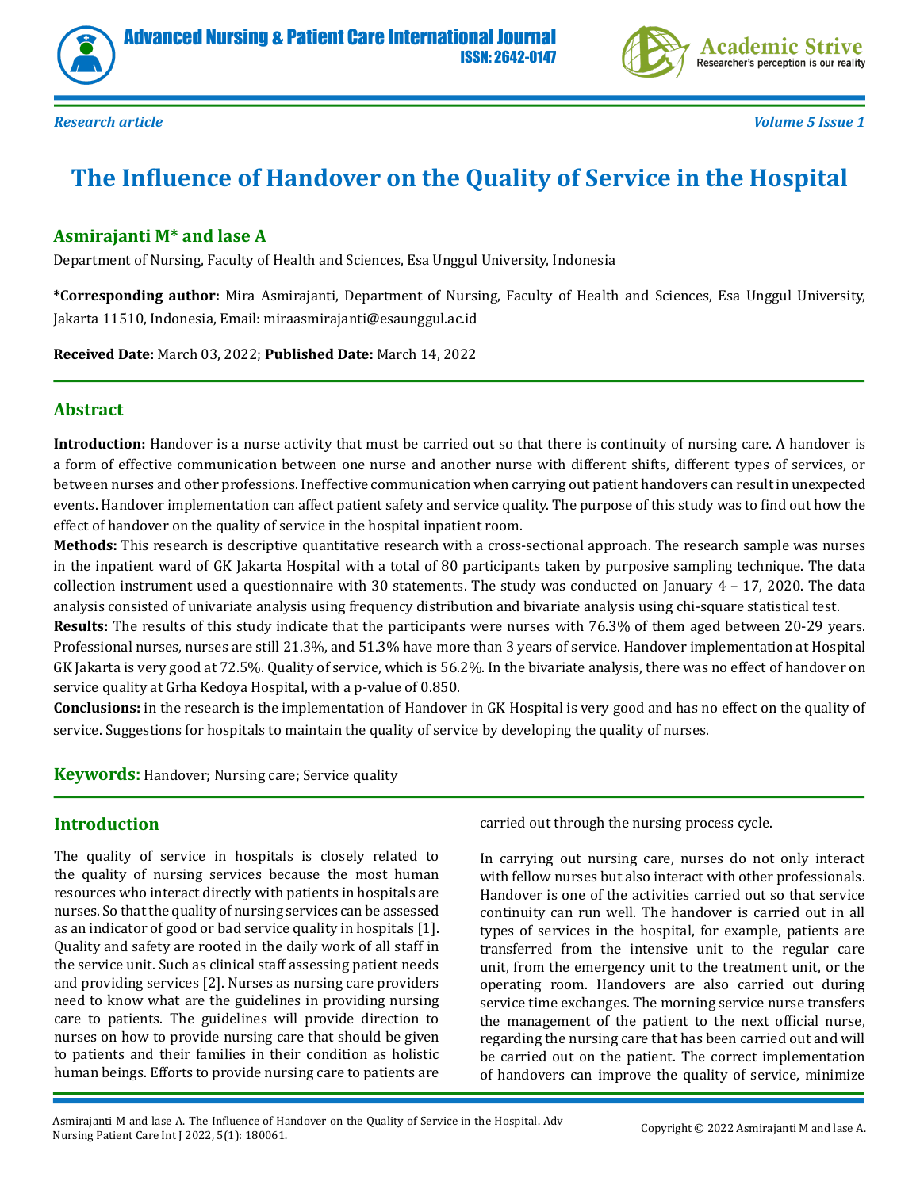*Research article*

# The Influence of Handover on the Quality of Service in the Hospital

**Asmirajanti M* and lase A**

Department of Nursing, Faculty of Health and Sciences, Esa Unggul University, Indonesia

**\*Corresponding author:** Mira Asmirajanti, Department of Nursing, Faculty of Health and Sciences, Esa Unggul University, Jakarta 11510, Indonesia, Email: miraasmirajanti@esaunggul.ac.id

**Received Date:** March 03, 2022; **Published Date:** March 14, 2022

## Abstract

**Introduction:** Handover is a nurse activity that must be carried out so that there is continuity of nursing care. A handover is a form of effective communication between one nurse and another nurse with different shifts, different types of services, or between nurses and other professions. Ineffective communication when carrying out patient handovers can result in unexpected events. Handover implementation can affect patient safety and service quality. The purpose of this study was to find out how the effect of handover on the quality of service in the hospital inpatient room.

**Methods:** This research is descriptive quantitative research with a cross-sectional approach. The research sample was nurses in the inpatient ward of GK Jakarta Hospital with a total of 80 participants taken by purposive sampling technique. The data collection instrument used a questionnaire with 30 statements. The study was conducted on January 4 – 17, 2020. The data analysis consisted of univariate analysis using frequency distribution and bivariate analysis using chi-square statistical test.

**Results:** The results of this study indicate that the participants were nurses with 76.3% of them aged between 20-29 years. Professional nurses, nurses are still 21.3%, and 51.3% have more than 3 years of service. Handover implementation at Hospital GK Jakarta is very good at 72.5%. Quality of service, which is 56.2%. In the bivariate analysis, there was no effect of handover on service quality at Grha Kedoya Hospital, with a p-value of 0.850.

**Conclusions:** in the research is the implementation of Handover in GK Hospital is very good and has no effect on the quality of service. Suggestions for hospitals to maintain the quality of service by developing the quality of nurses.

**Keywords:** Handover; Nursing care; Service quality

## Introduction

The quality of service in hospitals is closely related to the quality of nursing services because the most human resources who interact directly with patients in hospitals are nurses. So that the quality of nursing services can be assessed as an indicator of good or bad service quality in hospitals [1]. Quality and safety are rooted in the daily work of all staff in the service unit. Such as clinical staff assessing patient needs and providing services [2]. Nurses as nursing care providers need to know what are the guidelines in providing nursing care to patients. The guidelines will provide direction to nurses on how to provide nursing care that should be given to patients and their families in their condition as holistic human beings. Efforts to provide nursing care to patients are carried out through the nursing process cycle.

In carrying out nursing care, nurses do not only interact with fellow nurses but also interact with other professionals. Handover is one of the activities carried out so that service continuity can run well. The handover is carried out in all types of services in the hospital, for example, patients are transferred from the intensive unit to the regular care unit, from the emergency unit to the treatment unit, or the operating room. Handovers are also carried out during service time exchanges. The morning service nurse transfers the management of the patient to the next official nurse, regarding the nursing care that has been carried out and will be carried out on the patient. The correct implementation of handovers can improve the quality of service, minimize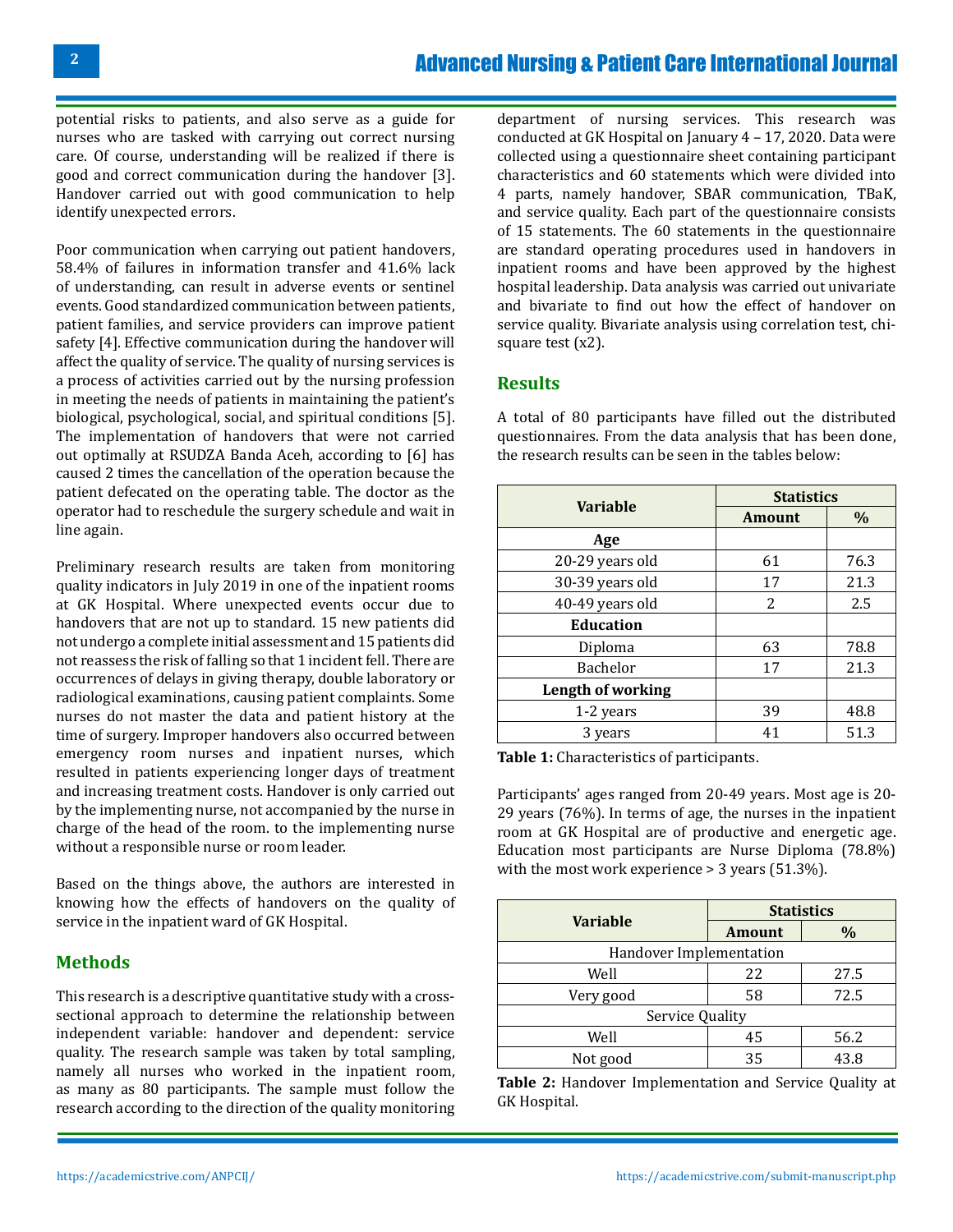potential risks to patients, and also serve as a guide for nurses who are tasked with carrying out correct nursing care. Of course, understanding will be realized if there is good and correct communication during the handover [3]. Handover carried out with good communication to help identify unexpected errors.

Poor communication when carrying out patient handovers, 58.4% of failures in information transfer and 41.6% lack of understanding, can result in adverse events or sentinel events. Good standardized communication between patients, patient families, and service providers can improve patient safety [4]. Effective communication during the handover will affect the quality of service. The quality of nursing services is a process of activities carried out by the nursing profession in meeting the needs of patients in maintaining the patient's biological, psychological, social, and spiritual conditions [5]. The implementation of handovers that were not carried out optimally at RSUDZA Banda Aceh, according to [6] has caused 2 times the cancellation of the operation because the patient defecated on the operating table. The doctor as the operator had to reschedule the surgery schedule and wait in line again.

Preliminary research results are taken from monitoring quality indicators in July 2019 in one of the inpatient rooms at GK Hospital. Where unexpected events occur due to handovers that are not up to standard. 15 new patients did not undergo a complete initial assessment and 15 patients did not reassess the risk of falling so that 1 incident fell. There are occurrences of delays in giving therapy, double laboratory or radiological examinations, causing patient complaints. Some nurses do not master the data and patient history at the time of surgery. Improper handovers also occurred between emergency room nurses and inpatient nurses, which resulted in patients experiencing longer days of treatment and increasing treatment costs. Handover is only carried out by the implementing nurse, not accompanied by the nurse in charge of the head of the room. to the implementing nurse without a responsible nurse or room leader.

Based on the things above, the authors are interested in knowing how the effects of handovers on the quality of service in the inpatient ward of GK Hospital.

## Methods

This research is a descriptive quantitative study with a cross-sectional approach to determine the relationship between independent variable: handover and dependent: service quality. The research sample was taken by total sampling, namely all nurses who worked in the inpatient room, as many as 80 participants. The sample must follow the research according to the direction of the quality monitoring department of nursing services. This research was conducted at GK Hospital on January 4 – 17, 2020. Data were collected using a questionnaire sheet containing participant characteristics and 60 statements which were divided into 4 parts, namely handover, SBAR communication, TBaK, and service quality. Each part of the questionnaire consists of 15 statements. The 60 statements in the questionnaire are standard operating procedures used in handovers in inpatient rooms and have been approved by the highest hospital leadership. Data analysis was carried out univariate and bivariate to find out how the effect of handover on service quality. Bivariate analysis using correlation test, chi-square test ($x2$).

## Results

A total of 80 participants have filled out the distributed questionnaires. From the data analysis that has been done, the research results can be seen in the tables below:

| Variable | Statistics | |
|---|---|---|
| | **Amount** | **%** |
| **Age** | | |
| 20-29 years old | 61 | 76.3 |
| 30-39 years old | 17 | 21.3 |
| 40-49 years old | 2 | 2.5 |
| **Education** | | |
| Diploma | 63 | 78.8 |
| Bachelor | 17 | 21.3 |
| **Length of working** | | |
| 1-2 years | 39 | 48.8 |
| 3 years | 41 | 51.3 |

**Table 1:** Characteristics of participants.

Participants' ages ranged from 20-49 years. Most age is 20-29 years (76%). In terms of age, the nurses in the inpatient room at GK Hospital are of productive and energetic age. Education most participants are Nurse Diploma (78.8%) with the most work experience > 3 years (51.3%).

| Variable | Statistics | |
|---|---|---|
| | **Amount** | **%** |
| Handover Implementation | | |
| Well | 22 | 27.5 |
| Very good | 58 | 72.5 |
| Service Quality | | |
| Well | 45 | 56.2 |
| Not good | 35 | 43.8 |

**Table 2:** Handover Implementation and Service Quality at GK Hospital.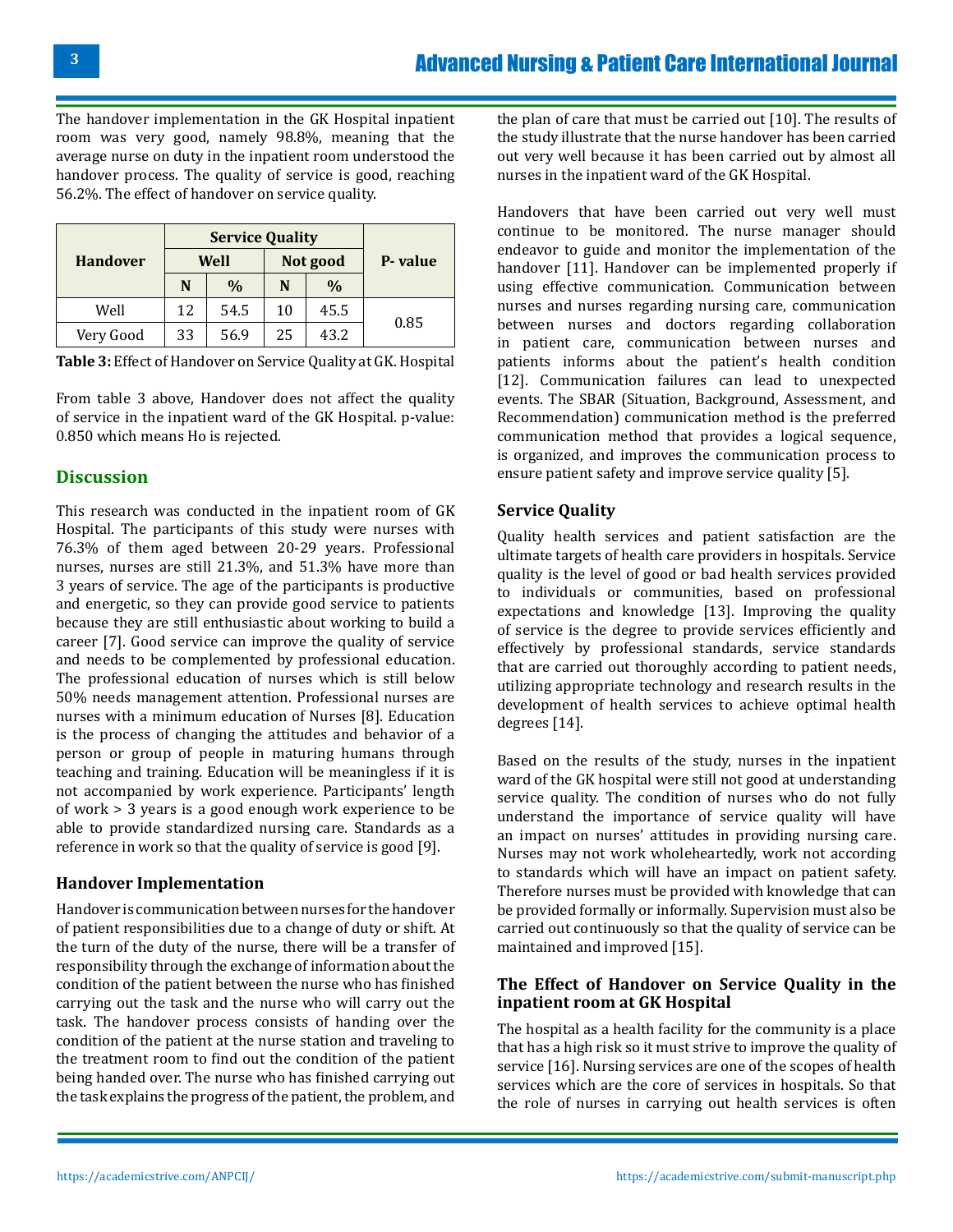The handover implementation in the GK Hospital inpatient room was very good, namely 98.8%, meaning that the average nurse on duty in the inpatient room understood the handover process. The quality of service is good, reaching 56.2%. The effect of handover on service quality.

| Handover | Service Quality | | | | P- value |
|---|---|---|---|---|---|
| | Well | | Not good | | |
| | N | % | N | % | |
| Well | 12 | 54.5 | 10 | 45.5 | 0.85 |
| Very Good | 33 | 56.9 | 25 | 43.2 | |

**Table 3:** Effect of Handover on Service Quality at GK. Hospital

From table 3 above, Handover does not affect the quality of service in the inpatient ward of the GK Hospital. p-value: 0.850 which means Ho is rejected.

## Discussion

This research was conducted in the inpatient room of GK Hospital. The participants of this study were nurses with 76.3% of them aged between 20-29 years. Professional nurses, nurses are still 21.3%, and 51.3% have more than 3 years of service. The age of the participants is productive and energetic, so they can provide good service to patients because they are still enthusiastic about working to build a career [7]. Good service can improve the quality of service and needs to be complemented by professional education. The professional education of nurses which is still below 50% needs management attention. Professional nurses are nurses with a minimum education of Nurses [8]. Education is the process of changing the attitudes and behavior of a person or group of people in maturing humans through teaching and training. Education will be meaningless if it is not accompanied by work experience. Participants' length of work > 3 years is a good enough work experience to be able to provide standardized nursing care. Standards as a reference in work so that the quality of service is good [9].

### Handover Implementation

Handover is communication between nurses for the handover of patient responsibilities due to a change of duty or shift. At the turn of the duty of the nurse, there will be a transfer of responsibility through the exchange of information about the condition of the patient between the nurse who has finished carrying out the task and the nurse who will carry out the task. The handover process consists of handing over the condition of the patient at the nurse station and traveling to the treatment room to find out the condition of the patient being handed over. The nurse who has finished carrying out the task explains the progress of the patient, the problem, and the plan of care that must be carried out [10]. The results of the study illustrate that the nurse handover has been carried out very well because it has been carried out by almost all nurses in the inpatient ward of the GK Hospital.

Handovers that have been carried out very well must continue to be monitored. The nurse manager should endeavor to guide and monitor the implementation of the handover [11]. Handover can be implemented properly if using effective communication. Communication between nurses and nurses regarding nursing care, communication between nurses and doctors regarding collaboration in patient care, communication between nurses and patients informs about the patient's health condition [12]. Communication failures can lead to unexpected events. The SBAR (Situation, Background, Assessment, and Recommendation) communication method is the preferred communication method that provides a logical sequence, is organized, and improves the communication process to ensure patient safety and improve service quality [5].

### Service Quality

Quality health services and patient satisfaction are the ultimate targets of health care providers in hospitals. Service quality is the level of good or bad health services provided to individuals or communities, based on professional expectations and knowledge [13]. Improving the quality of service is the degree to provide services efficiently and effectively by professional standards, service standards that are carried out thoroughly according to patient needs, utilizing appropriate technology and research results in the development of health services to achieve optimal health degrees [14].

Based on the results of the study, nurses in the inpatient ward of the GK hospital were still not good at understanding service quality. The condition of nurses who do not fully understand the importance of service quality will have an impact on nurses' attitudes in providing nursing care. Nurses may not work wholeheartedly, work not according to standards which will have an impact on patient safety. Therefore nurses must be provided with knowledge that can be provided formally or informally. Supervision must also be carried out continuously so that the quality of service can be maintained and improved [15].

### The Effect of Handover on Service Quality in the inpatient room at GK Hospital

The hospital as a health facility for the community is a place that has a high risk so it must strive to improve the quality of service [16]. Nursing services are one of the scopes of health services which are the core of services in hospitals. So that the role of nurses in carrying out health services is often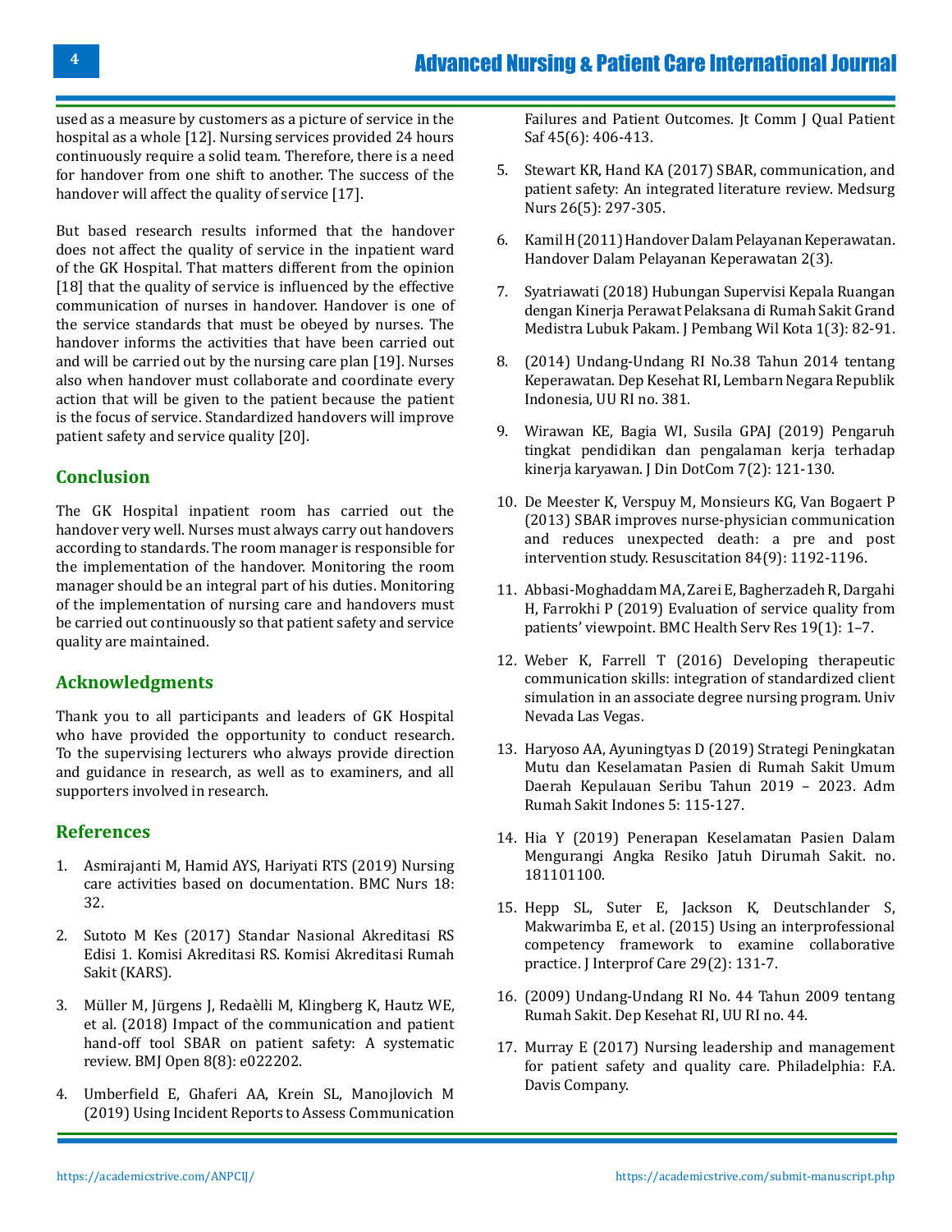used as a measure by customers as a picture of service in the hospital as a whole [12]. Nursing services provided 24 hours continuously require a solid team. Therefore, there is a need for handover from one shift to another. The success of the handover will affect the quality of service [17].

But based research results informed that the handover does not affect the quality of service in the inpatient ward of the GK Hospital. That matters different from the opinion [18] that the quality of service is influenced by the effective communication of nurses in handover. Handover is one of the service standards that must be obeyed by nurses. The handover informs the activities that have been carried out and will be carried out by the nursing care plan [19]. Nurses also when handover must collaborate and coordinate every action that will be given to the patient because the patient is the focus of service. Standardized handovers will improve patient safety and service quality [20].

## Conclusion

The GK Hospital inpatient room has carried out the handover very well. Nurses must always carry out handovers according to standards. The room manager is responsible for the implementation of the handover. Monitoring the room manager should be an integral part of his duties. Monitoring of the implementation of nursing care and handovers must be carried out continuously so that patient safety and service quality are maintained.

## Acknowledgments

Thank you to all participants and leaders of GK Hospital who have provided the opportunity to conduct research. To the supervising lecturers who always provide direction and guidance in research, as well as to examiners, and all supporters involved in research.

## References

1. Asmirajanti M, Hamid AYS, Hariyati RTS (2019) Nursing care activities based on documentation. BMC Nurs 18: 32.
2. Sutoto M Kes (2017) Standar Nasional Akreditasi RS Edisi 1. Komisi Akreditasi RS. Komisi Akreditasi Rumah Sakit (KARS).
3. Müller M, Jürgens J, Redaèlli M, Klingberg K, Hautz WE, et al. (2018) Impact of the communication and patient hand-off tool SBAR on patient safety: A systematic review. BMJ Open 8(8): e022202.
4. Umberfield E, Ghaferi AA, Krein SL, Manojlovich M (2019) Using Incident Reports to Assess Communication Failures and Patient Outcomes. Jt Comm J Qual Patient Saf 45(6): 406-413.
5. Stewart KR, Hand KA (2017) SBAR, communication, and patient safety: An integrated literature review. Medsurg Nurs 26(5): 297-305.
6. Kamil H (2011) Handover Dalam Pelayanan Keperawatan. Handover Dalam Pelayanan Keperawatan 2(3).
7. Syatriawati (2018) Hubungan Supervisi Kepala Ruangan dengan Kinerja Perawat Pelaksana di Rumah Sakit Grand Medistra Lubuk Pakam. J Pembang Wil Kota 1(3): 82-91.
8. (2014) Undang-Undang RI No.38 Tahun 2014 tentang Keperawatan. Dep Kesehat RI, Lembarn Negara Republik Indonesia, UU RI no. 381.
9. Wirawan KE, Bagia WI, Susila GPAJ (2019) Pengaruh tingkat pendidikan dan pengalaman kerja terhadap kinerja karyawan. J Din DotCom 7(2): 121-130.
10. De Meester K, Verspuy M, Monsieurs KG, Van Bogaert P (2013) SBAR improves nurse-physician communication and reduces unexpected death: a pre and post intervention study. Resuscitation 84(9): 1192-1196.
11. Abbasi-Moghaddam MA, Zarei E, Bagherzadeh R, Dargahi H, Farrokhi P (2019) Evaluation of service quality from patients' viewpoint. BMC Health Serv Res 19(1): 1–7.
12. Weber K, Farrell T (2016) Developing therapeutic communication skills: integration of standardized client simulation in an associate degree nursing program. Univ Nevada Las Vegas.
13. Haryoso AA, Ayuningtyas D (2019) Strategi Peningkatan Mutu dan Keselamatan Pasien di Rumah Sakit Umum Daerah Kepulauan Seribu Tahun 2019 – 2023. Adm Rumah Sakit Indones 5: 115-127.
14. Hia Y (2019) Penerapan Keselamatan Pasien Dalam Mengurangi Angka Resiko Jatuh Dirumah Sakit. no. 181101100.
15. Hepp SL, Suter E, Jackson K, Deutschlander S, Makwarimba E, et al. (2015) Using an interprofessional competency framework to examine collaborative practice. J Interprof Care 29(2): 131-7.
16. (2009) Undang-Undang RI No. 44 Tahun 2009 tentang Rumah Sakit. Dep Kesehat RI, UU RI no. 44.
17. Murray E (2017) Nursing leadership and management for patient safety and quality care. Philadelphia: F.A. Davis Company.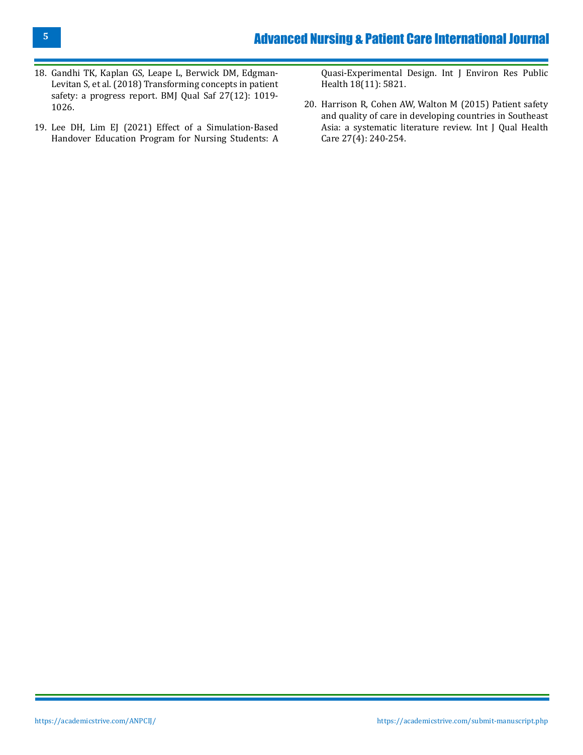18. Gandhi TK, Kaplan GS, Leape L, Berwick DM, Edgman-Levitan S, et al. (2018) Transforming concepts in patient safety: a progress report. BMJ Qual Saf 27(12): 1019-1026.

19. Lee DH, Lim EJ (2021) Effect of a Simulation-Based Handover Education Program for Nursing Students: A Quasi-Experimental Design. Int J Environ Res Public Health 18(11): 5821.

20. Harrison R, Cohen AW, Walton M (2015) Patient safety and quality of care in developing countries in Southeast Asia: a systematic literature review. Int J Qual Health Care 27(4): 240-254.